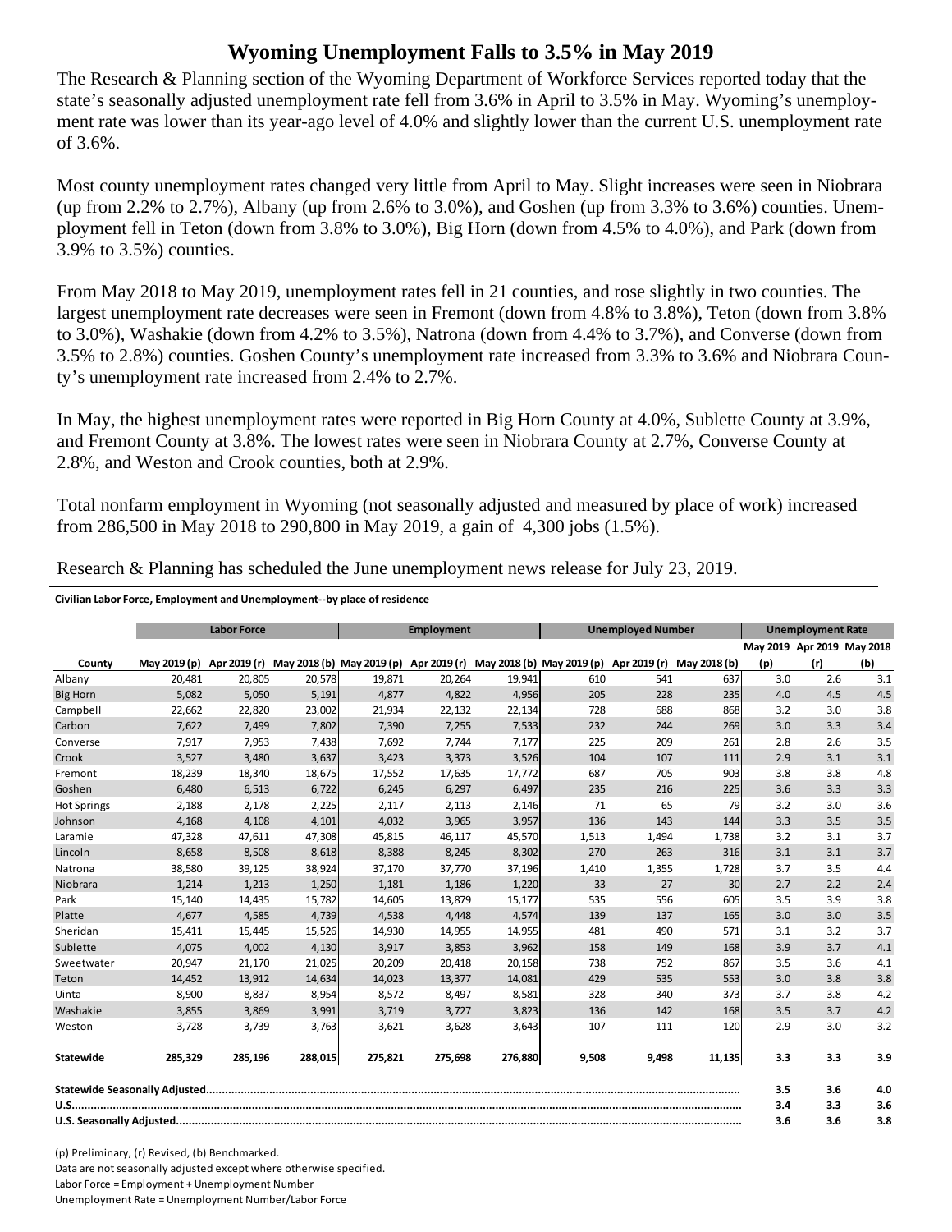# Wyoming Unemployment Falls to 3.5% in May 2019

The Research & Planning section of the Wyoming Department of Workforce Services reported today that the state's seasonally adjusted unemployment rate fell from 3.6% in April to 3.5% in May. Wyoming's unemployment rate was lower than its year-ago level of 4.0% and slightly lower than the current U.S. unemployment rate of 3.6%.

Most county unemployment rates changed very little from April to May. Slight increases were seen in Niobrara (up from 2.2% to 2.7%), Albany (up from 2.6% to 3.0%), and Goshen (up from 3.3% to 3.6%) counties. Unemployment fell in Teton (down from 3.8% to 3.0%), Big Horn (down from 4.5% to 4.0%), and Park (down from 3.9% to 3.5%) counties.

From May 2018 to May 2019, unemployment rates fell in 21 counties, and rose slightly in two counties. The largest unemployment rate decreases were seen in Fremont (down from 4.8% to 3.8%), Teton (down from 3.8% to 3.0%), Washakie (down from 4.2% to 3.5%), Natrona (down from 4.4% to 3.7%), and Converse (down from 3.5% to 2.8%) counties. Goshen County's unemployment rate increased from 3.3% to 3.6% and Niobrara County's unemployment rate increased from 2.4% to 2.7%.

In May, the highest unemployment rates were reported in Big Horn County at 4.0%, Sublette County at 3.9%, and Fremont County at 3.8%. The lowest rates were seen in Niobrara County at 2.7%, Converse County at 2.8%, and Weston and Crook counties, both at 2.9%.

Total nonfarm employment in Wyoming (not seasonally adjusted and measured by place of work) increased from 286,500 in May 2018 to 290,800 in May 2019, a gain of 4,300 jobs (1.5%).

Research & Planning has scheduled the June unemployment news release for July 23, 2019.

**Civilian Labor Force, Employment and Unemployment--by place of residence**

| | Labor Force | | | Employment | | | Unemployed Number | | | Unemployment Rate | | |
|---|---|---|---|---|---|---|---|---|---|---|---|---|
| County | May 2019 (p) | Apr 2019 (r) | May 2018 (b) | May 2019 (p) | Apr 2019 (r) | May 2018 (b) | May 2019 (p) | Apr 2019 (r) | May 2018 (b) | May 2019 (p) | Apr 2019 (r) | May 2018 (b) |
| Albany | 20,481 | 20,805 | 20,578 | 19,871 | 20,264 | 19,941 | 610 | 541 | 637 | 3.0 | 2.6 | 3.1 |
| Big Horn | 5,082 | 5,050 | 5,191 | 4,877 | 4,822 | 4,956 | 205 | 228 | 235 | 4.0 | 4.5 | 4.5 |
| Campbell | 22,662 | 22,820 | 23,002 | 21,934 | 22,132 | 22,134 | 728 | 688 | 868 | 3.2 | 3.0 | 3.8 |
| Carbon | 7,622 | 7,499 | 7,802 | 7,390 | 7,255 | 7,533 | 232 | 244 | 269 | 3.0 | 3.3 | 3.4 |
| Converse | 7,917 | 7,953 | 7,438 | 7,692 | 7,744 | 7,177 | 225 | 209 | 261 | 2.8 | 2.6 | 3.5 |
| Crook | 3,527 | 3,480 | 3,637 | 3,423 | 3,373 | 3,526 | 104 | 107 | 111 | 2.9 | 3.1 | 3.1 |
| Fremont | 18,239 | 18,340 | 18,675 | 17,552 | 17,635 | 17,772 | 687 | 705 | 903 | 3.8 | 3.8 | 4.8 |
| Goshen | 6,480 | 6,513 | 6,722 | 6,245 | 6,297 | 6,497 | 235 | 216 | 225 | 3.6 | 3.3 | 3.3 |
| Hot Springs | 2,188 | 2,178 | 2,225 | 2,117 | 2,113 | 2,146 | 71 | 65 | 79 | 3.2 | 3.0 | 3.6 |
| Johnson | 4,168 | 4,108 | 4,101 | 4,032 | 3,965 | 3,957 | 136 | 143 | 144 | 3.3 | 3.5 | 3.5 |
| Laramie | 47,328 | 47,611 | 47,308 | 45,815 | 46,117 | 45,570 | 1,513 | 1,494 | 1,738 | 3.2 | 3.1 | 3.7 |
| Lincoln | 8,658 | 8,508 | 8,618 | 8,388 | 8,245 | 8,302 | 270 | 263 | 316 | 3.1 | 3.1 | 3.7 |
| Natrona | 38,580 | 39,125 | 38,924 | 37,170 | 37,770 | 37,196 | 1,410 | 1,355 | 1,728 | 3.7 | 3.5 | 4.4 |
| Niobrara | 1,214 | 1,213 | 1,250 | 1,181 | 1,186 | 1,220 | 33 | 27 | 30 | 2.7 | 2.2 | 2.4 |
| Park | 15,140 | 14,435 | 15,782 | 14,605 | 13,879 | 15,177 | 535 | 556 | 605 | 3.5 | 3.9 | 3.8 |
| Platte | 4,677 | 4,585 | 4,739 | 4,538 | 4,448 | 4,574 | 139 | 137 | 165 | 3.0 | 3.0 | 3.5 |
| Sheridan | 15,411 | 15,445 | 15,526 | 14,930 | 14,955 | 14,955 | 481 | 490 | 571 | 3.1 | 3.2 | 3.7 |
| Sublette | 4,075 | 4,002 | 4,130 | 3,917 | 3,853 | 3,962 | 158 | 149 | 168 | 3.9 | 3.7 | 4.1 |
| Sweetwater | 20,947 | 21,170 | 21,025 | 20,209 | 20,418 | 20,158 | 738 | 752 | 867 | 3.5 | 3.6 | 4.1 |
| Teton | 14,452 | 13,912 | 14,634 | 14,023 | 13,377 | 14,081 | 429 | 535 | 553 | 3.0 | 3.8 | 3.8 |
| Uinta | 8,900 | 8,837 | 8,954 | 8,572 | 8,497 | 8,581 | 328 | 340 | 373 | 3.7 | 3.8 | 4.2 |
| Washakie | 3,855 | 3,869 | 3,991 | 3,719 | 3,727 | 3,823 | 136 | 142 | 168 | 3.5 | 3.7 | 4.2 |
| Weston | 3,728 | 3,739 | 3,763 | 3,621 | 3,628 | 3,643 | 107 | 111 | 120 | 2.9 | 3.0 | 3.2 |
| **Statewide** | **285,329** | **285,196** | **288,015** | **275,821** | **275,698** | **276,880** | **9,508** | **9,498** | **11,135** | **3.3** | **3.3** | **3.9** |
| **Statewide Seasonally Adjusted** | | | | | | | | | | **3.5** | **3.6** | **4.0** |
| **U.S.** | | | | | | | | | | **3.4** | **3.3** | **3.6** |
| **U.S. Seasonally Adjusted** | | | | | | | | | | **3.6** | **3.6** | **3.8** |

(p) Preliminary, (r) Revised, (b) Benchmarked.

Data are not seasonally adjusted except where otherwise specified.

Labor Force = Employment + Unemployment Number

Unemployment Rate = Unemployment Number/Labor Force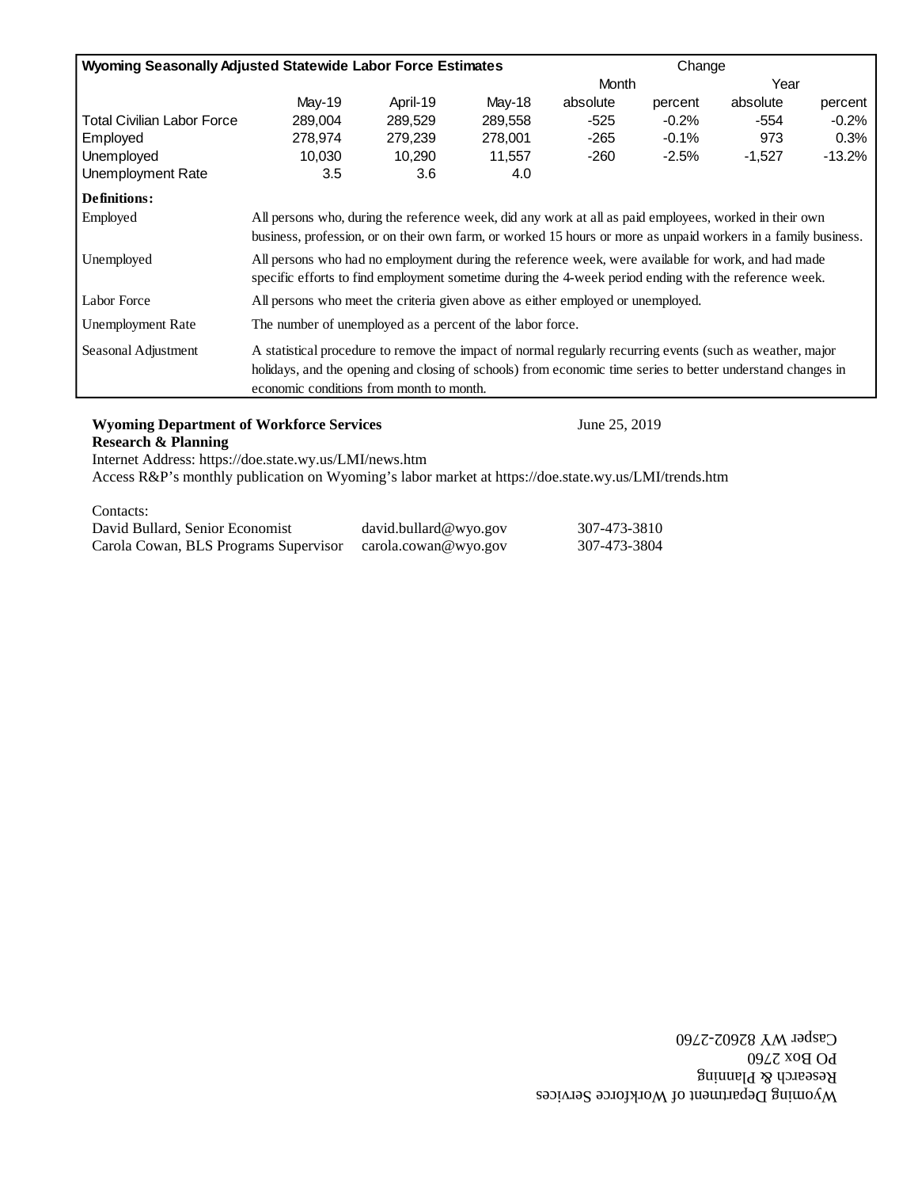| Wyoming Seasonally Adjusted Statewide Labor Force Estimates | | | | Change | | | |
|---|---|---|---|---|---|---|---|
| | | | | Month | | Year | |
| | May-19 | April-19 | May-18 | absolute | percent | absolute | percent |
| Total Civilian Labor Force | 289,004 | 289,529 | 289,558 | -525 | -0.2% | -554 | -0.2% |
| Employed | 278,974 | 279,239 | 278,001 | -265 | -0.1% | 973 | 0.3% |
| Unemployed | 10,030 | 10,290 | 11,557 | -260 | -2.5% | -1,527 | -13.2% |
| Unemployment Rate | 3.5 | 3.6 | 4.0 | | | | |

**Definitions:**

| | |
|---|---|
| Employed | All persons who, during the reference week, did any work at all as paid employees, worked in their own business, profession, or on their own farm, or worked 15 hours or more as unpaid workers in a family business. |
| Unemployed | All persons who had no employment during the reference week, were available for work, and had made specific efforts to find employment sometime during the 4-week period ending with the reference week. |
| Labor Force | All persons who meet the criteria given above as either employed or unemployed. |
| Unemployment Rate | The number of unemployed as a percent of the labor force. |
| Seasonal Adjustment | A statistical procedure to remove the impact of normal regularly recurring events (such as weather, major holidays, and the opening and closing of schools) from economic time series to better understand changes in economic conditions from month to month. |

**Wyoming Department of Workforce Services**
**Research & Planning**

June 25, 2019

Internet Address: https://doe.state.wy.us/LMI/news.htm
Access R&P's monthly publication on Wyoming's labor market at https://doe.state.wy.us/LMI/trends.htm

Contacts:

| | | |
|---|---|---|
| David Bullard, Senior Economist | david.bullard@wyo.gov | 307-473-3810 |
| Carola Cowan, BLS Programs Supervisor | carola.cowan@wyo.gov | 307-473-3804 |

Wyoming Department of Workforce Services
Research & Planning
PO Box 2760
Casper WY 82602-2760